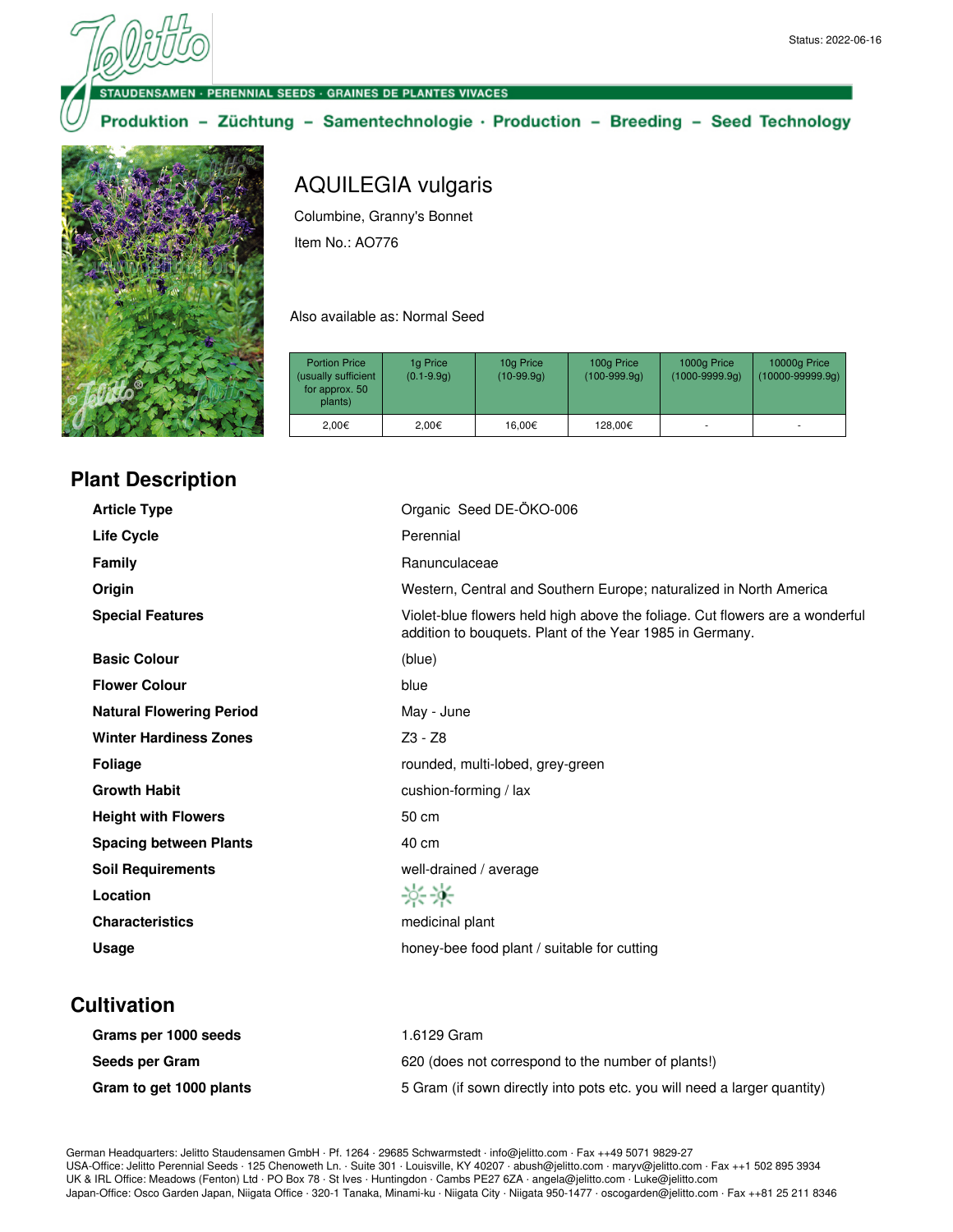Status: 2022-06-16

STAUDENSAMEN · PERENNIAL SEEDS · GRAINES DE PLANTES VIVACES

Produktion – Züchtung – Samentechnologie · Production – Breeding – Seed Technology

# AQUILEGIA vulgaris

Columbine, Granny's Bonnet

Item No.: AO776

Also available as: Normal Seed

| Portion Price (usually sufficient for approx. 50 plants) | 1g Price (0.1-9.9g) | 10g Price (10-99.9g) | 100g Price (100-999.9g) | 1000g Price (1000-9999.9g) | 10000g Price (10000-99999.9g) |
|---|---|---|---|---|---|
| 2,00€ | 2,00€ | 16,00€ | 128,00€ | - | - |

## Plant Description

| | |
|---|---|
| **Article Type** | Organic Seed DE-ÖKO-006 |
| **Life Cycle** | Perennial |
| **Family** | Ranunculaceae |
| **Origin** | Western, Central and Southern Europe; naturalized in North America |
| **Special Features** | Violet-blue flowers held high above the foliage. Cut flowers are a wonderful addition to bouquets. Plant of the Year 1985 in Germany. |
| **Basic Colour** | (blue) |
| **Flower Colour** | blue |
| **Natural Flowering Period** | May - June |
| **Winter Hardiness Zones** | Z3 - Z8 |
| **Foliage** | rounded, multi-lobed, grey-green |
| **Growth Habit** | cushion-forming / lax |
| **Height with Flowers** | 50 cm |
| **Spacing between Plants** | 40 cm |
| **Soil Requirements** | well-drained / average |
| **Location** | |
| **Characteristics** | medicinal plant |
| **Usage** | honey-bee food plant / suitable for cutting |

## Cultivation

| | |
|---|---|
| **Grams per 1000 seeds** | 1.6129 Gram |
| **Seeds per Gram** | 620 (does not correspond to the number of plants!) |
| **Gram to get 1000 plants** | 5 Gram (if sown directly into pots etc. you will need a larger quantity) |

German Headquarters: Jelitto Staudensamen GmbH · Pf. 1264 · 29685 Schwarmstedt · info@jelitto.com · Fax ++49 5071 9829-27
USA-Office: Jelitto Perennial Seeds · 125 Chenoweth Ln. · Suite 301 · Louisville, KY 40207 · abush@jelitto.com · maryv@jelitto.com · Fax ++1 502 895 3934
UK & IRL Office: Meadows (Fenton) Ltd · PO Box 78 · St Ives · Huntingdon · Cambs PE27 6ZA · angela@jelitto.com · Luke@jelitto.com
Japan-Office: Osco Garden Japan, Niigata Office · 320-1 Tanaka, Minami-ku · Niigata City · Niigata 950-1477 · oscogarden@jelitto.com · Fax ++81 25 211 8346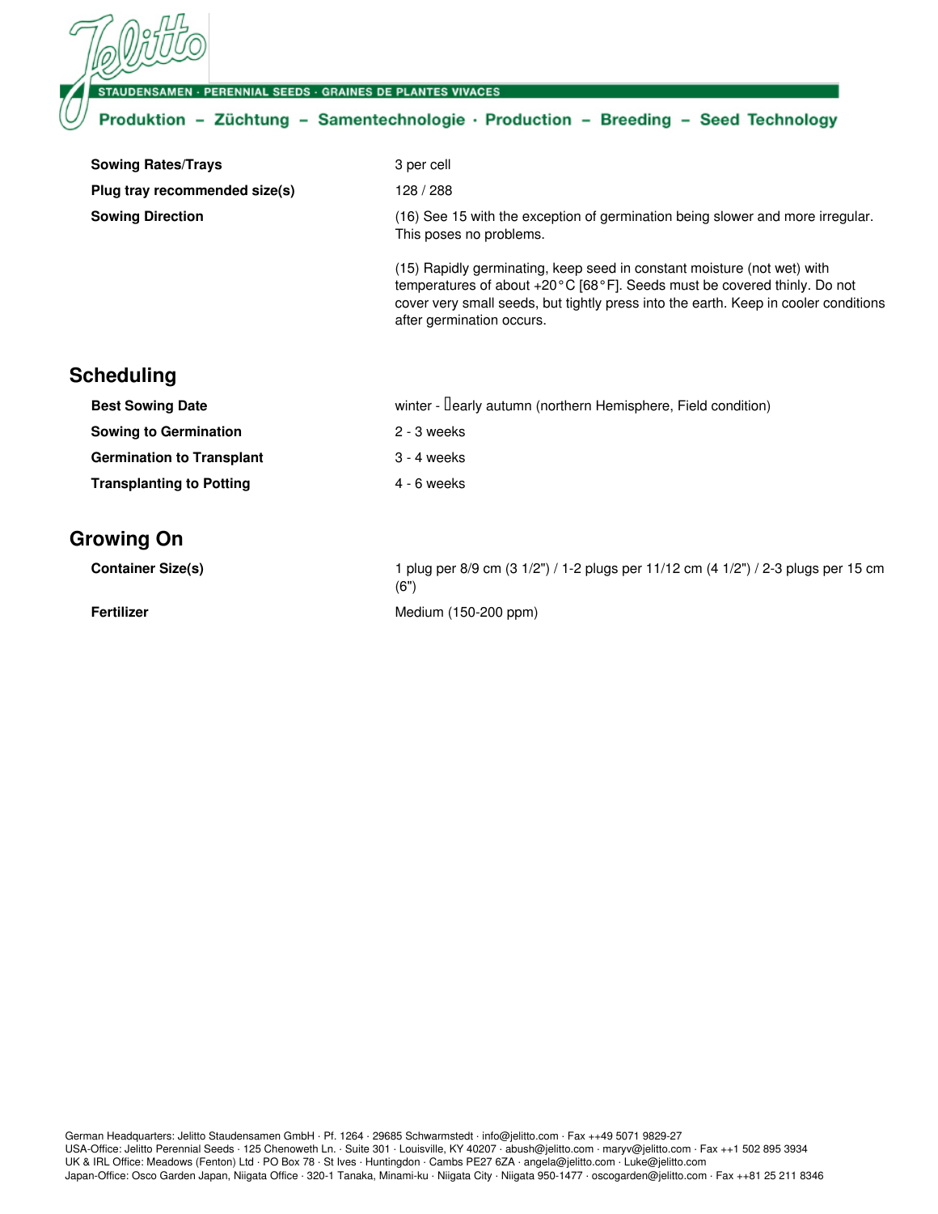| | |
|---|---|
| **Sowing Rates/Trays** | 3 per cell |
| **Plug tray recommended size(s)** | 128 / 288 |
| **Sowing Direction** | (16) See 15 with the exception of germination being slower and more irregular. This poses no problems.<br><br>(15) Rapidly germinating, keep seed in constant moisture (not wet) with temperatures of about +20°C [68°F]. Seeds must be covered thinly. Do not cover very small seeds, but tightly press into the earth. Keep in cooler conditions after germination occurs. |

## Scheduling

| | |
|---|---|
| **Best Sowing Date** | winter - early autumn (northern Hemisphere, Field condition) |
| **Sowing to Germination** | 2 - 3 weeks |
| **Germination to Transplant** | 3 - 4 weeks |
| **Transplanting to Potting** | 4 - 6 weeks |

## Growing On

| | |
|---|---|
| **Container Size(s)** | 1 plug per 8/9 cm (3 1/2") / 1-2 plugs per 11/12 cm (4 1/2") / 2-3 plugs per 15 cm (6") |
| **Fertilizer** | Medium (150-200 ppm) |

German Headquarters: Jelitto Staudensamen GmbH · Pf. 1264 · 29685 Schwarmstedt · info@jelitto.com · Fax ++49 5071 9829-27
USA-Office: Jelitto Perennial Seeds · 125 Chenoweth Ln. · Suite 301 · Louisville, KY 40207 · abush@jelitto.com · maryv@jelitto.com · Fax ++1 502 895 3934
UK & IRL Office: Meadows (Fenton) Ltd · PO Box 78 · St Ives · Huntingdon · Cambs PE27 6ZA · angela@jelitto.com · Luke@jelitto.com
Japan-Office: Osco Garden Japan, Niigata Office · 320-1 Tanaka, Minami-ku · Niigata City · Niigata 950-1477 · oscogarden@jelitto.com · Fax ++81 25 211 8346